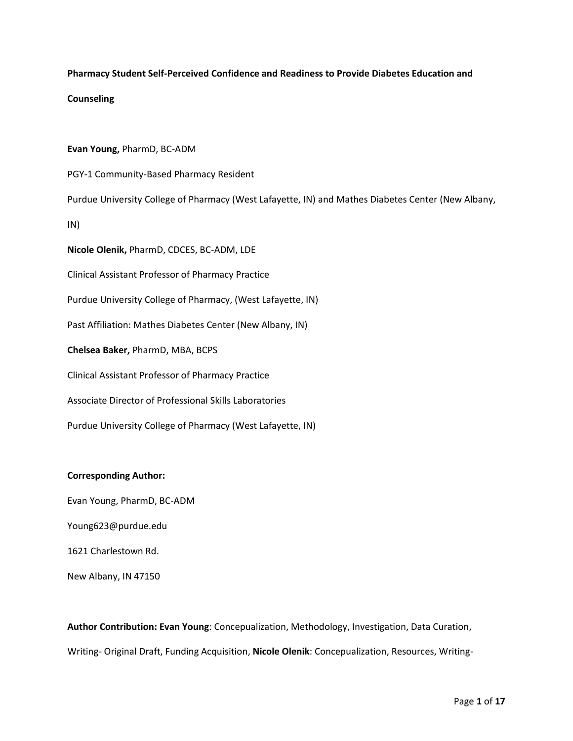**Pharmacy Student Self-Perceived Confidence and Readiness to Provide Diabetes Education and Counseling**

**Evan Young,** PharmD, BC-ADM

PGY-1 Community-Based Pharmacy Resident

Purdue University College of Pharmacy (West Lafayette, IN) and Mathes Diabetes Center (New Albany, IN)

**Nicole Olenik,** PharmD, CDCES, BC-ADM, LDE

Clinical Assistant Professor of Pharmacy Practice

Purdue University College of Pharmacy, (West Lafayette, IN)

Past Affiliation: Mathes Diabetes Center (New Albany, IN)

**Chelsea Baker,** PharmD, MBA, BCPS

Clinical Assistant Professor of Pharmacy Practice

Associate Director of Professional Skills Laboratories

Purdue University College of Pharmacy (West Lafayette, IN)

**Corresponding Author:**

Evan Young, PharmD, BC-ADM

Young623@purdue.edu

1621 Charlestown Rd.

New Albany, IN 47150

**Author Contribution: Evan Young**: Concepualization, Methodology, Investigation, Data Curation, Writing- Original Draft, Funding Acquisition, **Nicole Olenik**: Concepualization, Resources, Writing-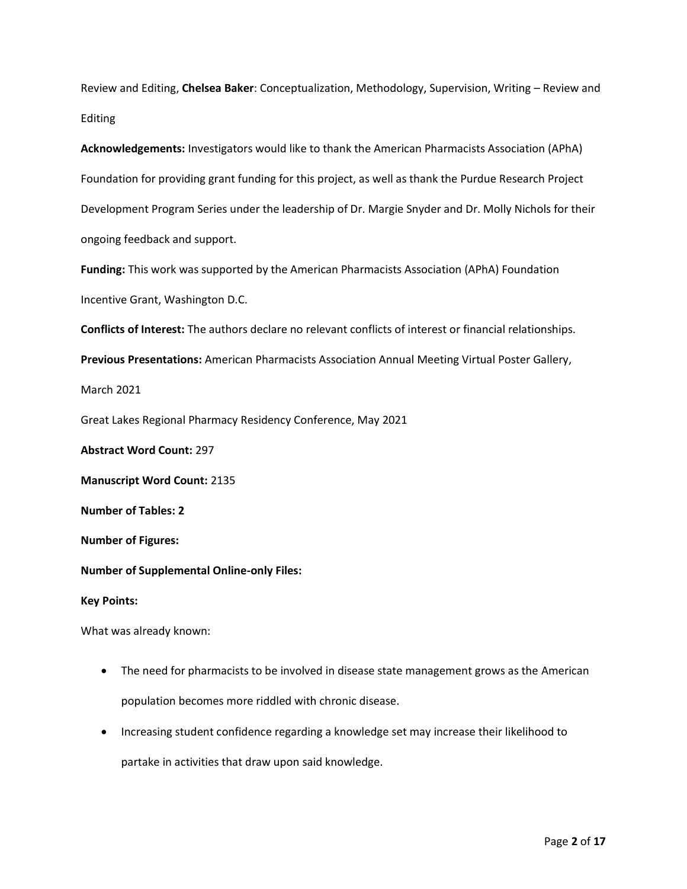Review and Editing, **Chelsea Baker**: Conceptualization, Methodology, Supervision, Writing – Review and Editing

**Acknowledgements:** Investigators would like to thank the American Pharmacists Association (APhA) Foundation for providing grant funding for this project, as well as thank the Purdue Research Project Development Program Series under the leadership of Dr. Margie Snyder and Dr. Molly Nichols for their ongoing feedback and support.

**Funding:** This work was supported by the American Pharmacists Association (APhA) Foundation Incentive Grant, Washington D.C.

**Conflicts of Interest:** The authors declare no relevant conflicts of interest or financial relationships.

**Previous Presentations:** American Pharmacists Association Annual Meeting Virtual Poster Gallery, March 2021

Great Lakes Regional Pharmacy Residency Conference, May 2021

**Abstract Word Count:** 297

**Manuscript Word Count:** 2135

**Number of Tables: 2**

**Number of Figures:**

**Number of Supplemental Online-only Files:**

**Key Points:**

What was already known:

- The need for pharmacists to be involved in disease state management grows as the American population becomes more riddled with chronic disease.
- Increasing student confidence regarding a knowledge set may increase their likelihood to partake in activities that draw upon said knowledge.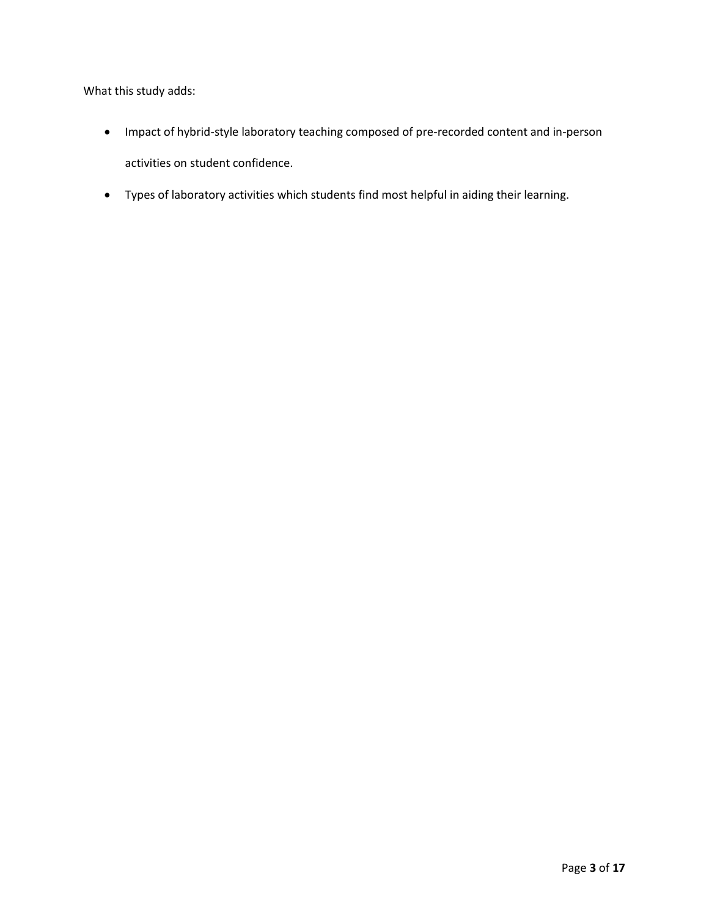What this study adds:

- Impact of hybrid-style laboratory teaching composed of pre-recorded content and in-person activities on student confidence.
- Types of laboratory activities which students find most helpful in aiding their learning.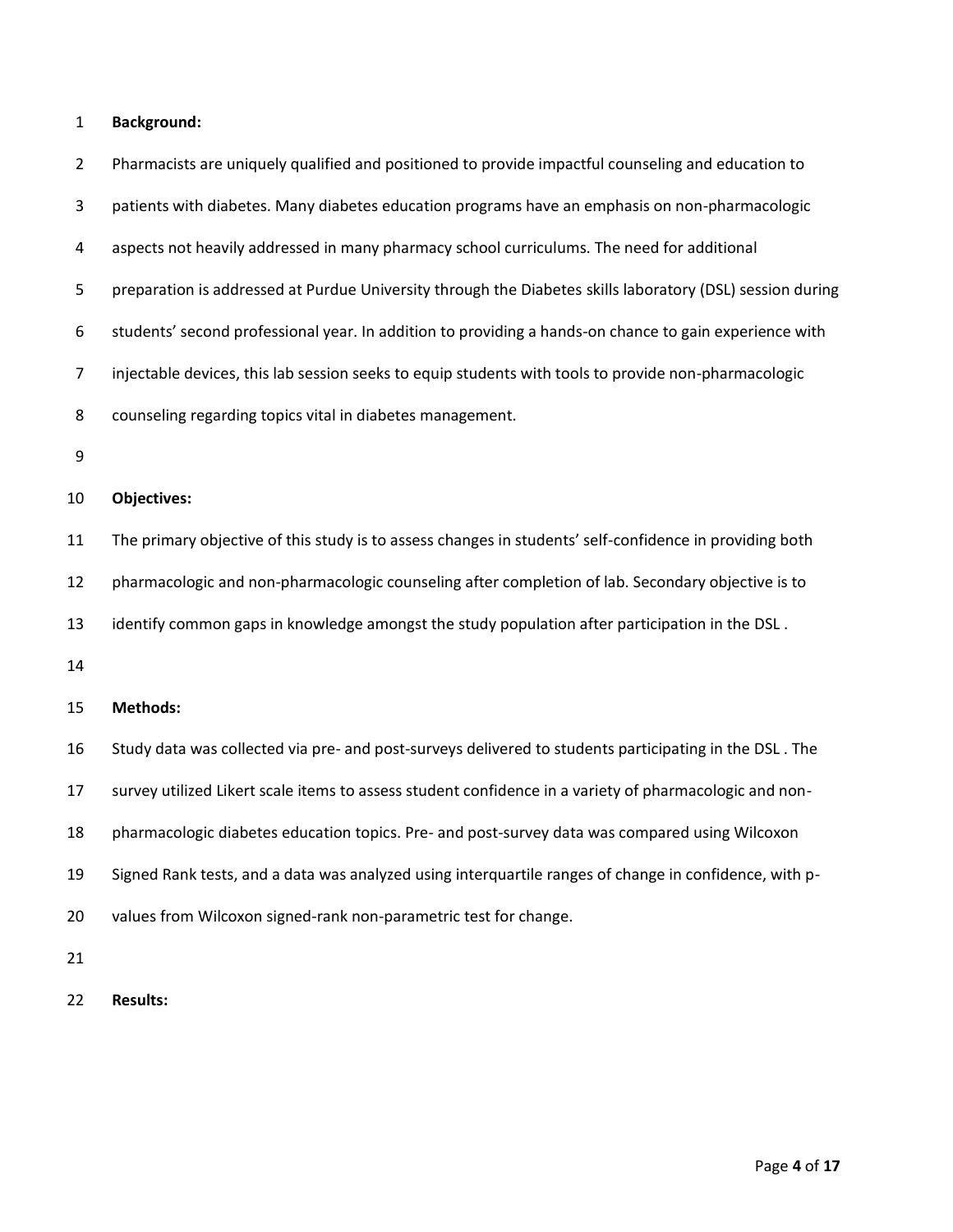**Background:**

Pharmacists are uniquely qualified and positioned to provide impactful counseling and education to patients with diabetes. Many diabetes education programs have an emphasis on non-pharmacologic aspects not heavily addressed in many pharmacy school curriculums. The need for additional preparation is addressed at Purdue University through the Diabetes skills laboratory (DSL) session during students' second professional year. In addition to providing a hands-on chance to gain experience with injectable devices, this lab session seeks to equip students with tools to provide non-pharmacologic counseling regarding topics vital in diabetes management.

**Objectives:**

The primary objective of this study is to assess changes in students' self-confidence in providing both pharmacologic and non-pharmacologic counseling after completion of lab. Secondary objective is to identify common gaps in knowledge amongst the study population after participation in the DSL .

**Methods:**

Study data was collected via pre- and post-surveys delivered to students participating in the DSL . The survey utilized Likert scale items to assess student confidence in a variety of pharmacologic and non-pharmacologic diabetes education topics. Pre- and post-survey data was compared using Wilcoxon Signed Rank tests, and a data was analyzed using interquartile ranges of change in confidence, with p-values from Wilcoxon signed-rank non-parametric test for change.

**Results:**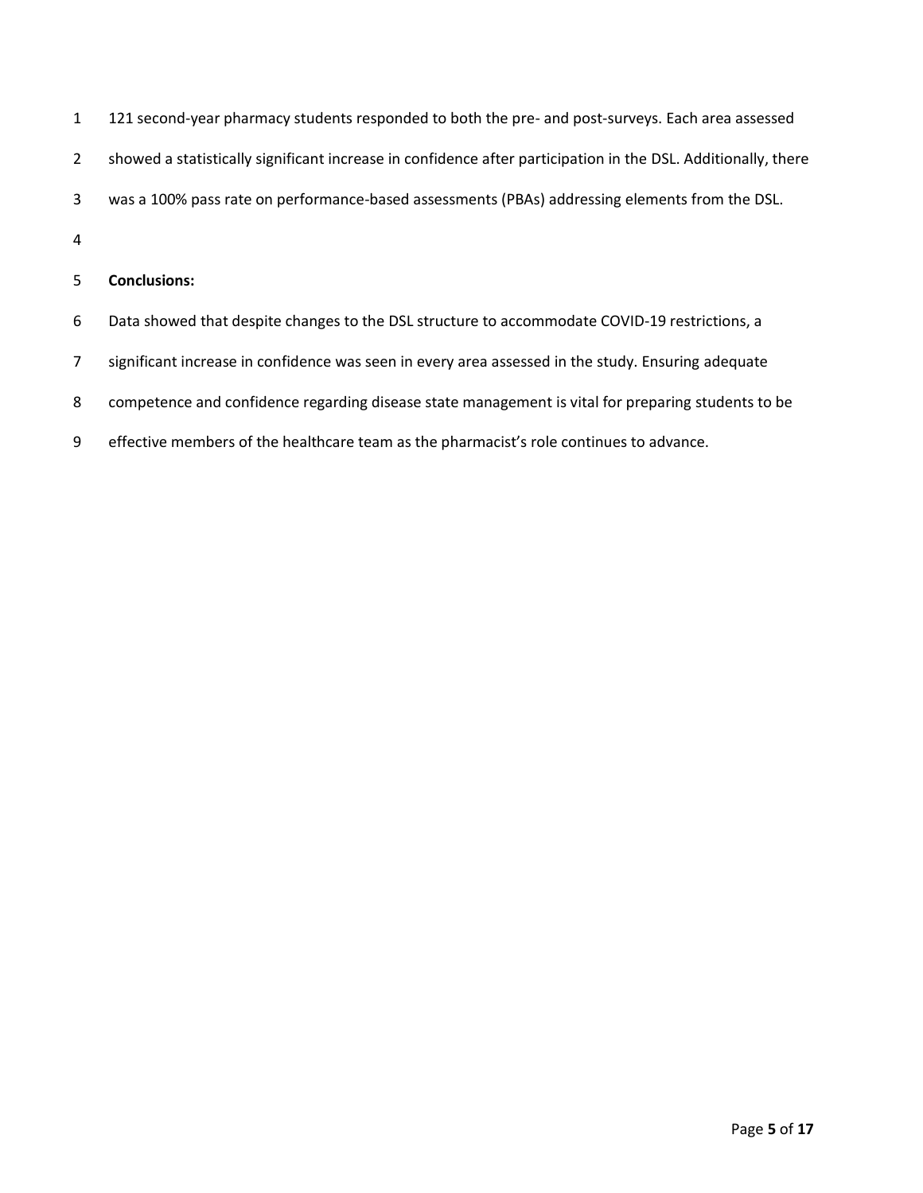121 second-year pharmacy students responded to both the pre- and post-surveys. Each area assessed showed a statistically significant increase in confidence after participation in the DSL. Additionally, there was a 100% pass rate on performance-based assessments (PBAs) addressing elements from the DSL.

**Conclusions:**

Data showed that despite changes to the DSL structure to accommodate COVID-19 restrictions, a significant increase in confidence was seen in every area assessed in the study. Ensuring adequate competence and confidence regarding disease state management is vital for preparing students to be effective members of the healthcare team as the pharmacist's role continues to advance.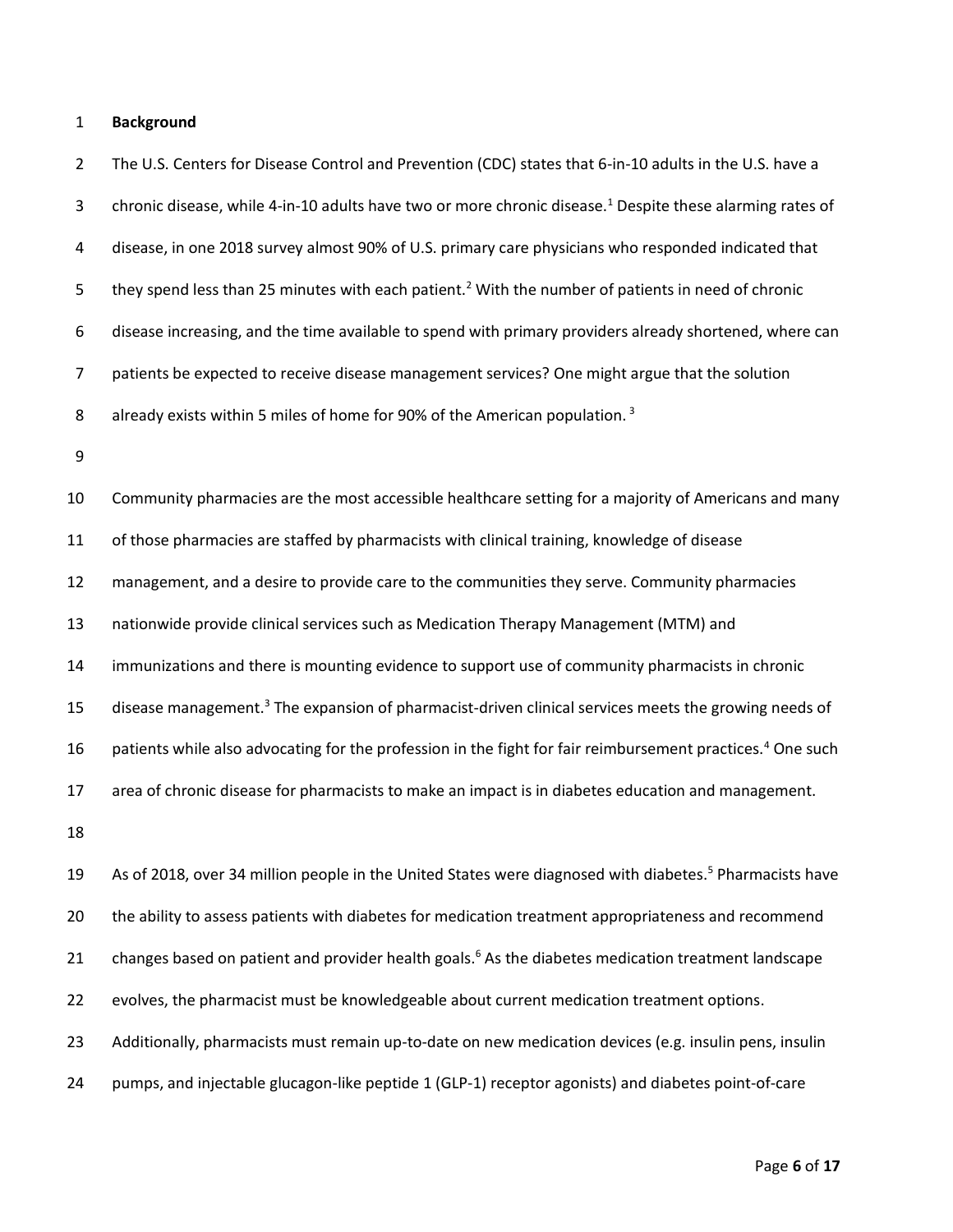## Background

The U.S. Centers for Disease Control and Prevention (CDC) states that 6-in-10 adults in the U.S. have a chronic disease, while 4-in-10 adults have two or more chronic disease.[1] Despite these alarming rates of disease, in one 2018 survey almost 90% of U.S. primary care physicians who responded indicated that they spend less than 25 minutes with each patient.[2] With the number of patients in need of chronic disease increasing, and the time available to spend with primary providers already shortened, where can patients be expected to receive disease management services? One might argue that the solution already exists within 5 miles of home for 90% of the American population. [3]

Community pharmacies are the most accessible healthcare setting for a majority of Americans and many of those pharmacies are staffed by pharmacists with clinical training, knowledge of disease management, and a desire to provide care to the communities they serve. Community pharmacies nationwide provide clinical services such as Medication Therapy Management (MTM) and immunizations and there is mounting evidence to support use of community pharmacists in chronic disease management.[3] The expansion of pharmacist-driven clinical services meets the growing needs of patients while also advocating for the profession in the fight for fair reimbursement practices.[4] One such area of chronic disease for pharmacists to make an impact is in diabetes education and management.

As of 2018, over 34 million people in the United States were diagnosed with diabetes.[5] Pharmacists have the ability to assess patients with diabetes for medication treatment appropriateness and recommend changes based on patient and provider health goals.[6] As the diabetes medication treatment landscape evolves, the pharmacist must be knowledgeable about current medication treatment options. Additionally, pharmacists must remain up-to-date on new medication devices (e.g. insulin pens, insulin pumps, and injectable glucagon-like peptide 1 (GLP-1) receptor agonists) and diabetes point-of-care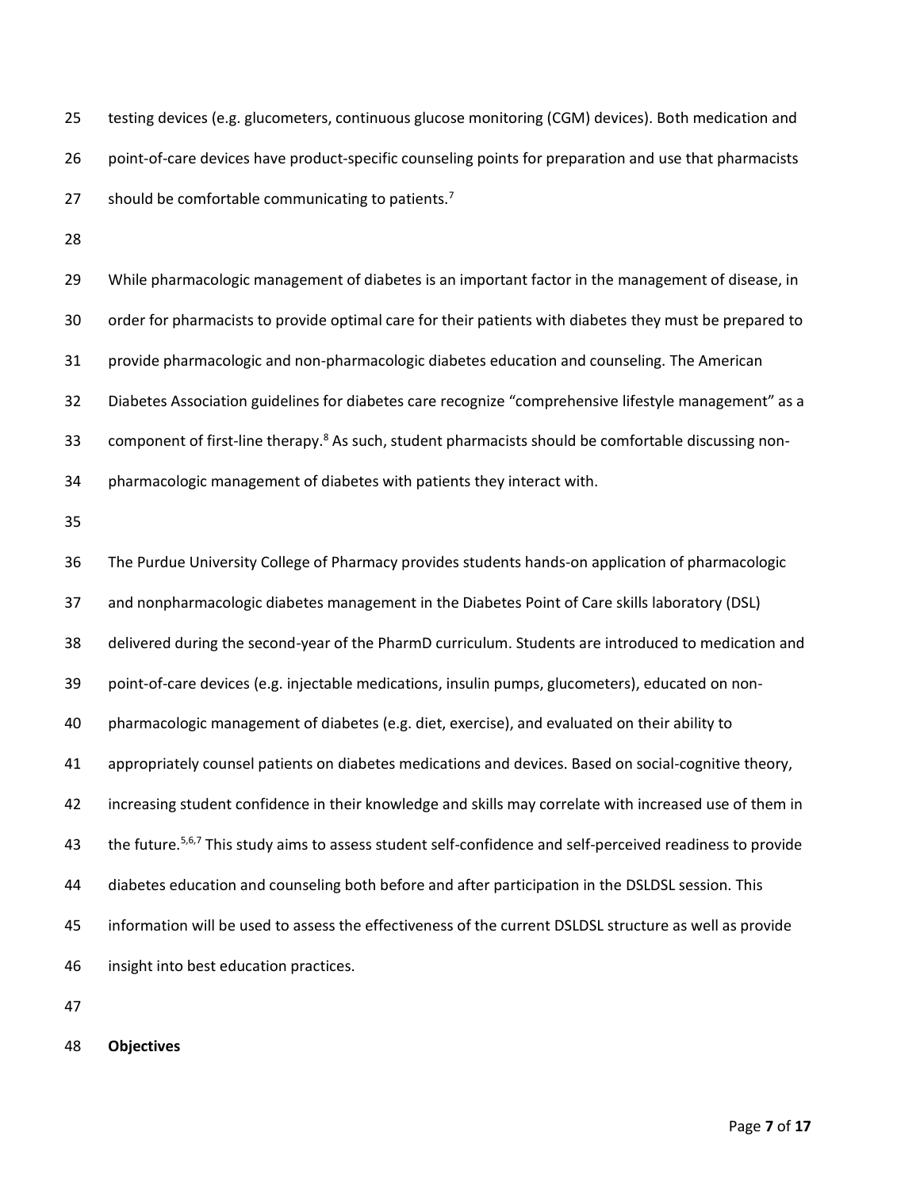testing devices (e.g. glucometers, continuous glucose monitoring (CGM) devices). Both medication and point-of-care devices have product-specific counseling points for preparation and use that pharmacists should be comfortable communicating to patients.[7]

While pharmacologic management of diabetes is an important factor in the management of disease, in order for pharmacists to provide optimal care for their patients with diabetes they must be prepared to provide pharmacologic and non-pharmacologic diabetes education and counseling. The American Diabetes Association guidelines for diabetes care recognize "comprehensive lifestyle management" as a component of first-line therapy.[8] As such, student pharmacists should be comfortable discussing non-pharmacologic management of diabetes with patients they interact with.

The Purdue University College of Pharmacy provides students hands-on application of pharmacologic and nonpharmacologic diabetes management in the Diabetes Point of Care skills laboratory (DSL) delivered during the second-year of the PharmD curriculum. Students are introduced to medication and point-of-care devices (e.g. injectable medications, insulin pumps, glucometers), educated on non-pharmacologic management of diabetes (e.g. diet, exercise), and evaluated on their ability to appropriately counsel patients on diabetes medications and devices. Based on social-cognitive theory, increasing student confidence in their knowledge and skills may correlate with increased use of them in the future.[5,6,7] This study aims to assess student self-confidence and self-perceived readiness to provide diabetes education and counseling both before and after participation in the DSLDSL session. This information will be used to assess the effectiveness of the current DSLDSL structure as well as provide insight into best education practices.

**Objectives**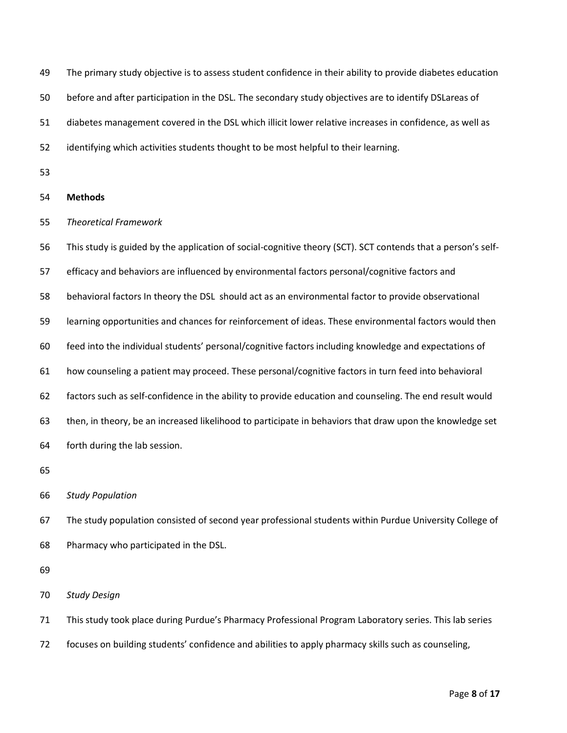The primary study objective is to assess student confidence in their ability to provide diabetes education before and after participation in the DSL. The secondary study objectives are to identify DSLareas of diabetes management covered in the DSL which illicit lower relative increases in confidence, as well as identifying which activities students thought to be most helpful to their learning.

## Methods

### *Theoretical Framework*

This study is guided by the application of social-cognitive theory (SCT). SCT contends that a person's self-efficacy and behaviors are influenced by environmental factors personal/cognitive factors and behavioral factors In theory the DSL should act as an environmental factor to provide observational learning opportunities and chances for reinforcement of ideas. These environmental factors would then feed into the individual students' personal/cognitive factors including knowledge and expectations of how counseling a patient may proceed. These personal/cognitive factors in turn feed into behavioral factors such as self-confidence in the ability to provide education and counseling. The end result would then, in theory, be an increased likelihood to participate in behaviors that draw upon the knowledge set forth during the lab session.

### *Study Population*

The study population consisted of second year professional students within Purdue University College of Pharmacy who participated in the DSL.

### *Study Design*

This study took place during Purdue's Pharmacy Professional Program Laboratory series. This lab series focuses on building students' confidence and abilities to apply pharmacy skills such as counseling,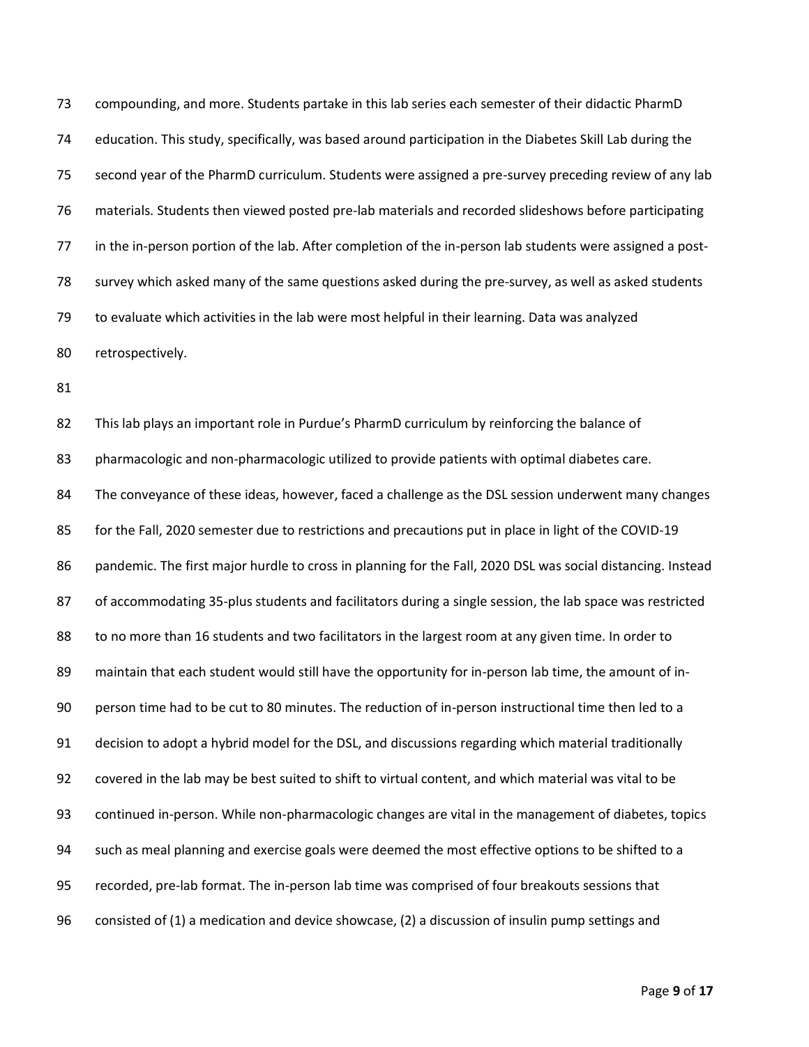compounding, and more. Students partake in this lab series each semester of their didactic PharmD education. This study, specifically, was based around participation in the Diabetes Skill Lab during the second year of the PharmD curriculum. Students were assigned a pre-survey preceding review of any lab materials. Students then viewed posted pre-lab materials and recorded slideshows before participating in the in-person portion of the lab. After completion of the in-person lab students were assigned a post-survey which asked many of the same questions asked during the pre-survey, as well as asked students to evaluate which activities in the lab were most helpful in their learning. Data was analyzed retrospectively.

This lab plays an important role in Purdue's PharmD curriculum by reinforcing the balance of pharmacologic and non-pharmacologic utilized to provide patients with optimal diabetes care. The conveyance of these ideas, however, faced a challenge as the DSL session underwent many changes for the Fall, 2020 semester due to restrictions and precautions put in place in light of the COVID-19 pandemic. The first major hurdle to cross in planning for the Fall, 2020 DSL was social distancing. Instead of accommodating 35-plus students and facilitators during a single session, the lab space was restricted to no more than 16 students and two facilitators in the largest room at any given time. In order to maintain that each student would still have the opportunity for in-person lab time, the amount of in-person time had to be cut to 80 minutes. The reduction of in-person instructional time then led to a decision to adopt a hybrid model for the DSL, and discussions regarding which material traditionally covered in the lab may be best suited to shift to virtual content, and which material was vital to be continued in-person. While non-pharmacologic changes are vital in the management of diabetes, topics such as meal planning and exercise goals were deemed the most effective options to be shifted to a recorded, pre-lab format. The in-person lab time was comprised of four breakouts sessions that consisted of (1) a medication and device showcase, (2) a discussion of insulin pump settings and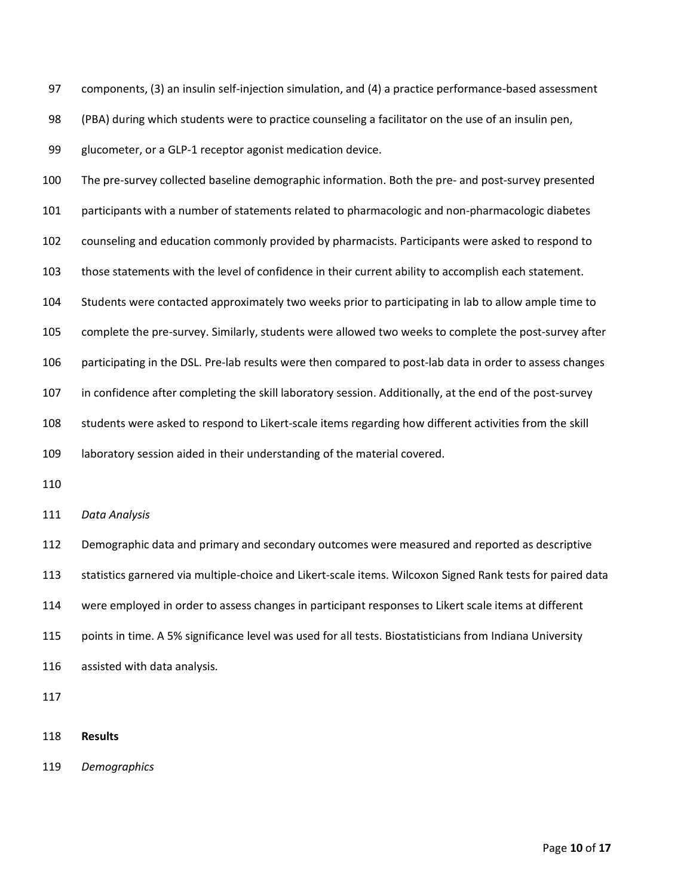components, (3) an insulin self-injection simulation, and (4) a practice performance-based assessment (PBA) during which students were to practice counseling a facilitator on the use of an insulin pen, glucometer, or a GLP-1 receptor agonist medication device.

The pre-survey collected baseline demographic information. Both the pre- and post-survey presented participants with a number of statements related to pharmacologic and non-pharmacologic diabetes counseling and education commonly provided by pharmacists. Participants were asked to respond to those statements with the level of confidence in their current ability to accomplish each statement. Students were contacted approximately two weeks prior to participating in lab to allow ample time to complete the pre-survey. Similarly, students were allowed two weeks to complete the post-survey after participating in the DSL. Pre-lab results were then compared to post-lab data in order to assess changes in confidence after completing the skill laboratory session. Additionally, at the end of the post-survey students were asked to respond to Likert-scale items regarding how different activities from the skill laboratory session aided in their understanding of the material covered.

*Data Analysis*

Demographic data and primary and secondary outcomes were measured and reported as descriptive statistics garnered via multiple-choice and Likert-scale items. Wilcoxon Signed Rank tests for paired data were employed in order to assess changes in participant responses to Likert scale items at different points in time. A 5% significance level was used for all tests. Biostatisticians from Indiana University assisted with data analysis.

## Results

*Demographics*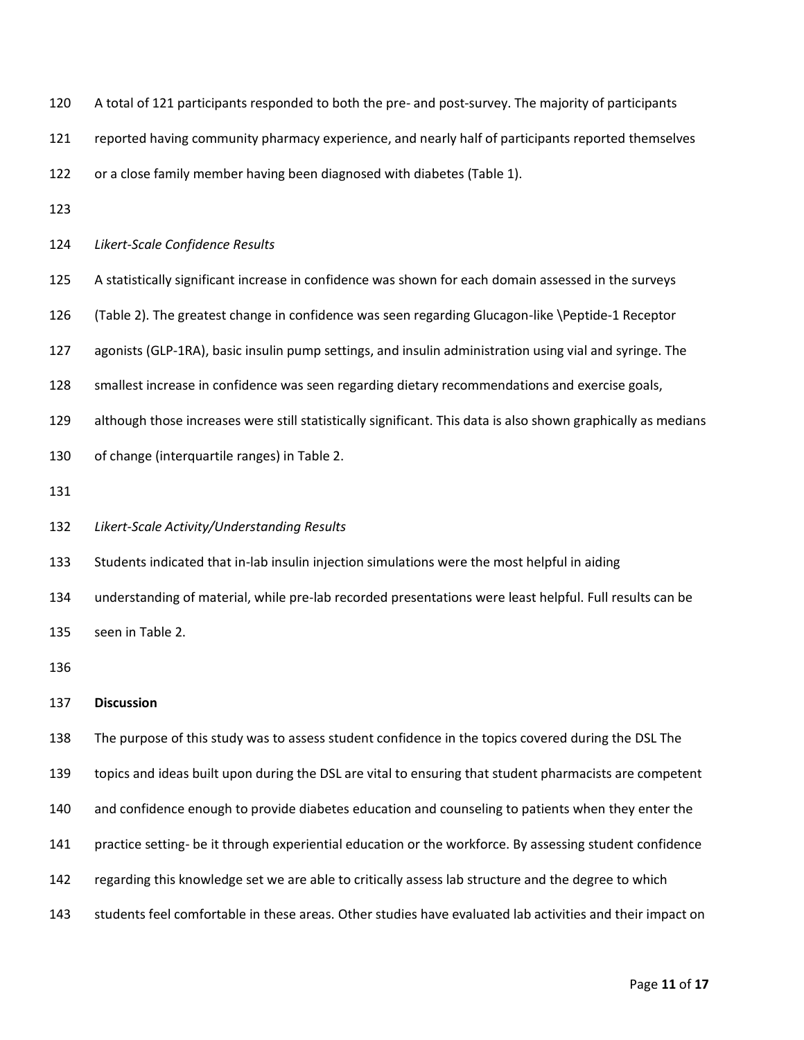A total of 121 participants responded to both the pre- and post-survey. The majority of participants reported having community pharmacy experience, and nearly half of participants reported themselves or a close family member having been diagnosed with diabetes (Table 1).

*Likert-Scale Confidence Results*

A statistically significant increase in confidence was shown for each domain assessed in the surveys (Table 2). The greatest change in confidence was seen regarding Glucagon-like \Peptide-1 Receptor agonists (GLP-1RA), basic insulin pump settings, and insulin administration using vial and syringe. The smallest increase in confidence was seen regarding dietary recommendations and exercise goals, although those increases were still statistically significant. This data is also shown graphically as medians of change (interquartile ranges) in Table 2.

*Likert-Scale Activity/Understanding Results*

Students indicated that in-lab insulin injection simulations were the most helpful in aiding understanding of material, while pre-lab recorded presentations were least helpful. Full results can be seen in Table 2.

**Discussion**

The purpose of this study was to assess student confidence in the topics covered during the DSL The topics and ideas built upon during the DSL are vital to ensuring that student pharmacists are competent and confidence enough to provide diabetes education and counseling to patients when they enter the practice setting- be it through experiential education or the workforce. By assessing student confidence regarding this knowledge set we are able to critically assess lab structure and the degree to which students feel comfortable in these areas. Other studies have evaluated lab activities and their impact on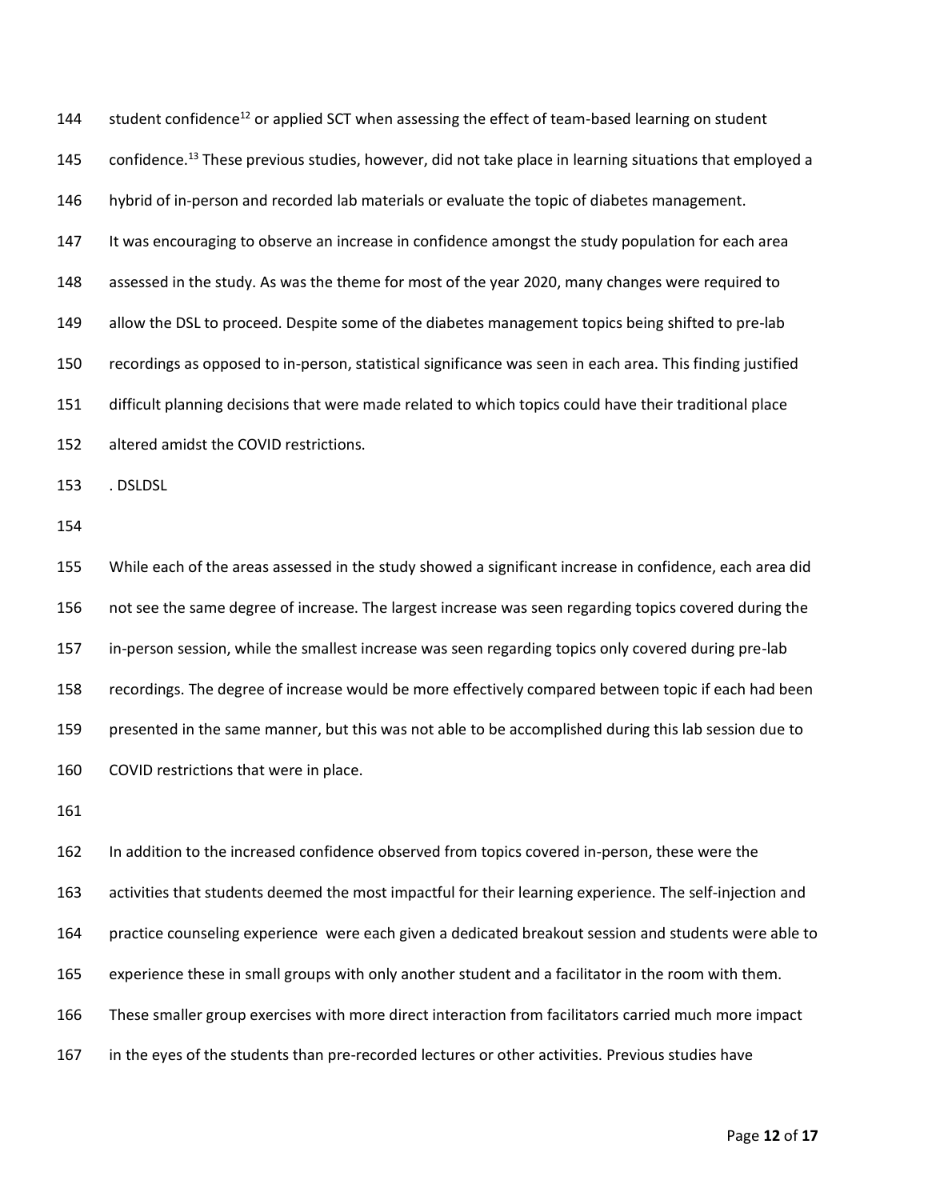student confidence[12] or applied SCT when assessing the effect of team-based learning on student confidence.[13] These previous studies, however, did not take place in learning situations that employed a hybrid of in-person and recorded lab materials or evaluate the topic of diabetes management.

It was encouraging to observe an increase in confidence amongst the study population for each area assessed in the study. As was the theme for most of the year 2020, many changes were required to allow the DSL to proceed. Despite some of the diabetes management topics being shifted to pre-lab recordings as opposed to in-person, statistical significance was seen in each area. This finding justified difficult planning decisions that were made related to which topics could have their traditional place altered amidst the COVID restrictions.

. DSLDSL

While each of the areas assessed in the study showed a significant increase in confidence, each area did not see the same degree of increase. The largest increase was seen regarding topics covered during the in-person session, while the smallest increase was seen regarding topics only covered during pre-lab recordings. The degree of increase would be more effectively compared between topic if each had been presented in the same manner, but this was not able to be accomplished during this lab session due to COVID restrictions that were in place.

In addition to the increased confidence observed from topics covered in-person, these were the activities that students deemed the most impactful for their learning experience. The self-injection and practice counseling experience were each given a dedicated breakout session and students were able to experience these in small groups with only another student and a facilitator in the room with them. These smaller group exercises with more direct interaction from facilitators carried much more impact in the eyes of the students than pre-recorded lectures or other activities. Previous studies have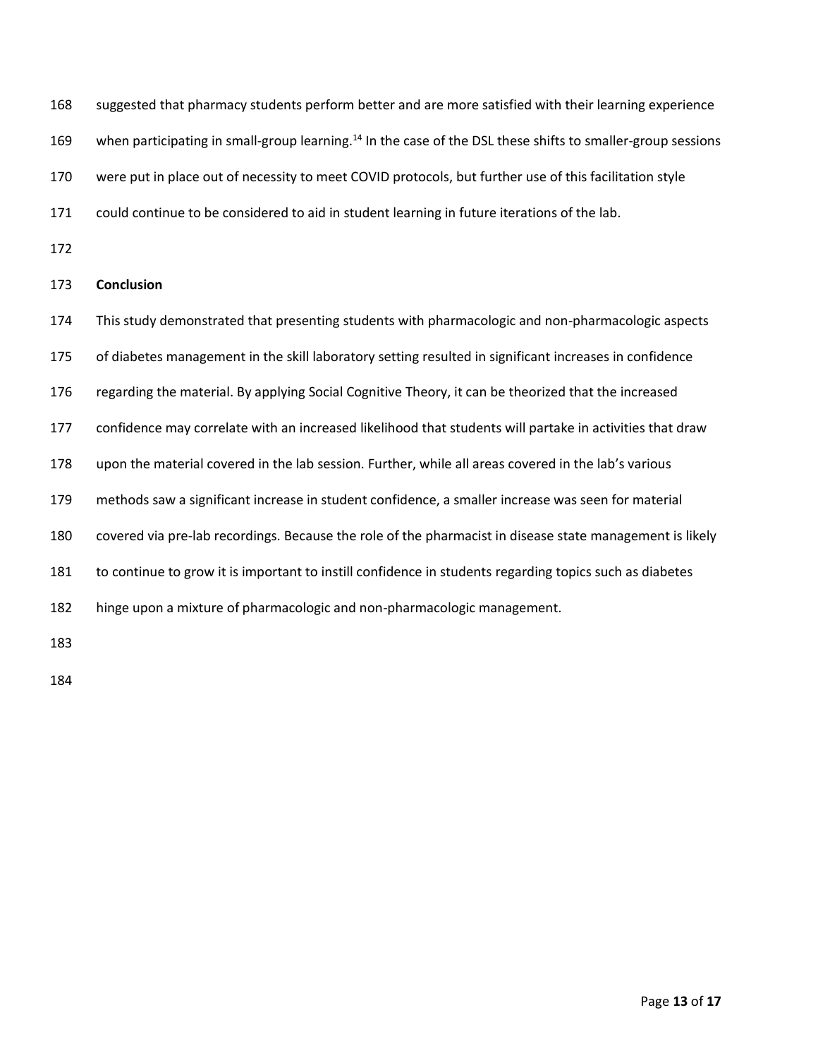suggested that pharmacy students perform better and are more satisfied with their learning experience when participating in small-group learning.[14] In the case of the DSL these shifts to smaller-group sessions were put in place out of necessity to meet COVID protocols, but further use of this facilitation style could continue to be considered to aid in student learning in future iterations of the lab.

## Conclusion

This study demonstrated that presenting students with pharmacologic and non-pharmacologic aspects of diabetes management in the skill laboratory setting resulted in significant increases in confidence regarding the material. By applying Social Cognitive Theory, it can be theorized that the increased confidence may correlate with an increased likelihood that students will partake in activities that draw upon the material covered in the lab session. Further, while all areas covered in the lab's various methods saw a significant increase in student confidence, a smaller increase was seen for material covered via pre-lab recordings. Because the role of the pharmacist in disease state management is likely to continue to grow it is important to instill confidence in students regarding topics such as diabetes hinge upon a mixture of pharmacologic and non-pharmacologic management.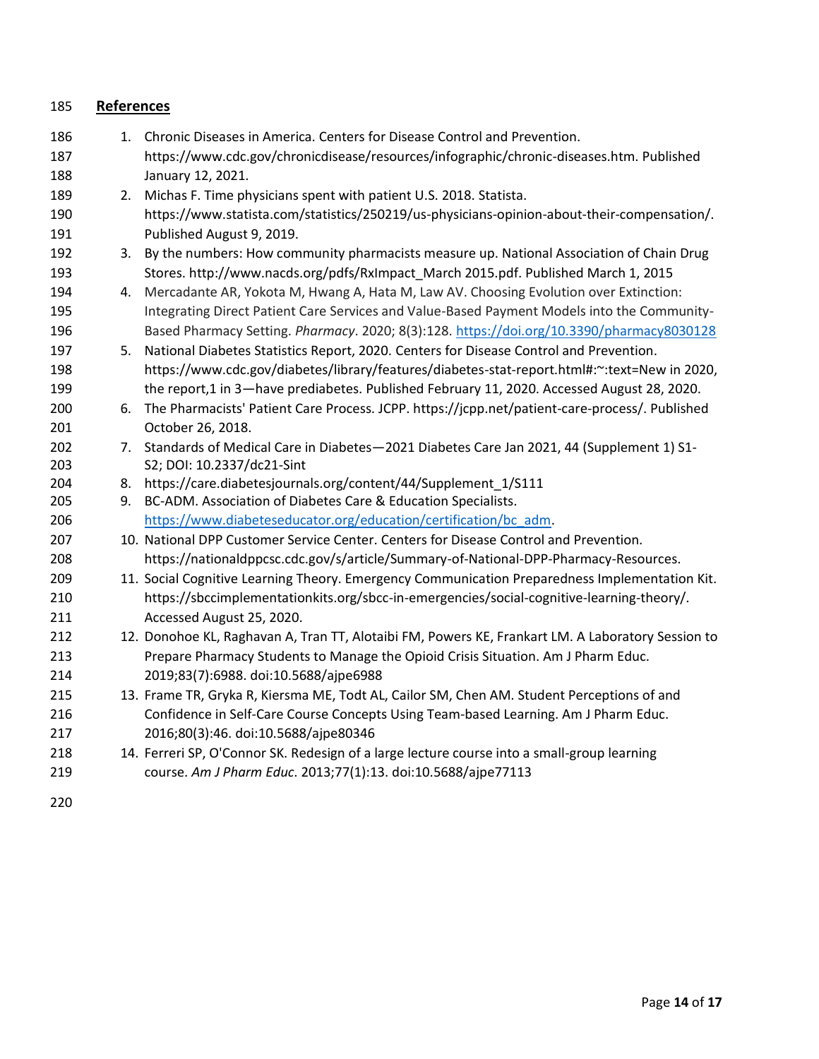## References

1. Chronic Diseases in America. Centers for Disease Control and Prevention. https://www.cdc.gov/chronicdisease/resources/infographic/chronic-diseases.htm. Published January 12, 2021.
2. Michas F. Time physicians spent with patient U.S. 2018. Statista. https://www.statista.com/statistics/250219/us-physicians-opinion-about-their-compensation/. Published August 9, 2019.
3. By the numbers: How community pharmacists measure up. National Association of Chain Drug Stores. http://www.nacds.org/pdfs/RxImpact_March 2015.pdf. Published March 1, 2015
4. Mercadante AR, Yokota M, Hwang A, Hata M, Law AV. Choosing Evolution over Extinction: Integrating Direct Patient Care Services and Value-Based Payment Models into the Community-Based Pharmacy Setting. *Pharmacy*. 2020; 8(3):128. https://doi.org/10.3390/pharmacy8030128
5. National Diabetes Statistics Report, 2020. Centers for Disease Control and Prevention. https://www.cdc.gov/diabetes/library/features/diabetes-stat-report.html#:~:text=New in 2020, the report,1 in 3—have prediabetes. Published February 11, 2020. Accessed August 28, 2020.
6. The Pharmacists' Patient Care Process. JCPP. https://jcpp.net/patient-care-process/. Published October 26, 2018.
7. Standards of Medical Care in Diabetes—2021 Diabetes Care Jan 2021, 44 (Supplement 1) S1-S2; DOI: 10.2337/dc21-Sint
8. https://care.diabetesjournals.org/content/44/Supplement_1/S111
9. BC-ADM. Association of Diabetes Care & Education Specialists. https://www.diabeteseducator.org/education/certification/bc_adm.
10. National DPP Customer Service Center. Centers for Disease Control and Prevention. https://nationaldppcsc.cdc.gov/s/article/Summary-of-National-DPP-Pharmacy-Resources.
11. Social Cognitive Learning Theory. Emergency Communication Preparedness Implementation Kit. https://sbccimplementationkits.org/sbcc-in-emergencies/social-cognitive-learning-theory/. Accessed August 25, 2020.
12. Donohoe KL, Raghavan A, Tran TT, Alotaibi FM, Powers KE, Frankart LM. A Laboratory Session to Prepare Pharmacy Students to Manage the Opioid Crisis Situation. Am J Pharm Educ. 2019;83(7):6988. doi:10.5688/ajpe6988
13. Frame TR, Gryka R, Kiersma ME, Todt AL, Cailor SM, Chen AM. Student Perceptions of and Confidence in Self-Care Course Concepts Using Team-based Learning. Am J Pharm Educ. 2016;80(3):46. doi:10.5688/ajpe80346
14. Ferreri SP, O'Connor SK. Redesign of a large lecture course into a small-group learning course. *Am J Pharm Educ*. 2013;77(1):13. doi:10.5688/ajpe77113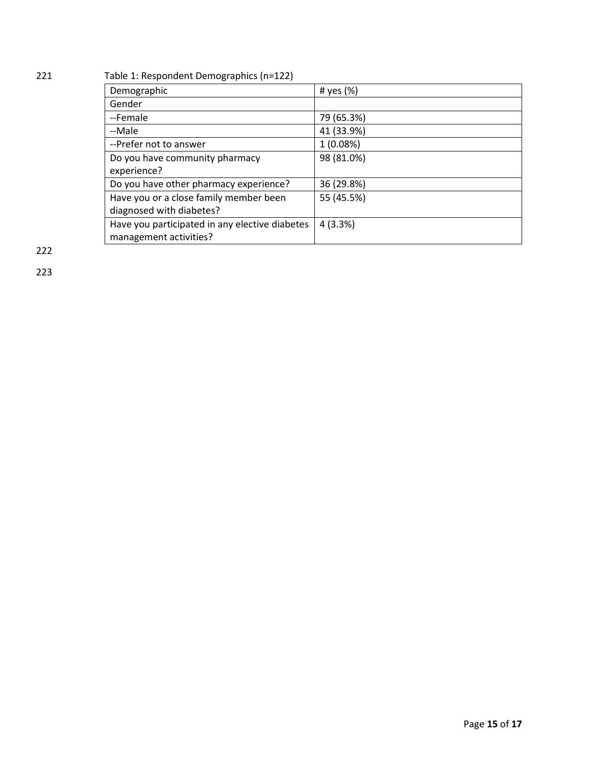Table 1: Respondent Demographics (n=122)

| Demographic | # yes (%) |
| --- | --- |
| Gender | |
| --Female | 79 (65.3%) |
| --Male | 41 (33.9%) |
| --Prefer not to answer | 1 (0.08%) |
| Do you have community pharmacy experience? | 98 (81.0%) |
| Do you have other pharmacy experience? | 36 (29.8%) |
| Have you or a close family member been diagnosed with diabetes? | 55 (45.5%) |
| Have you participated in any elective diabetes management activities? | 4 (3.3%) |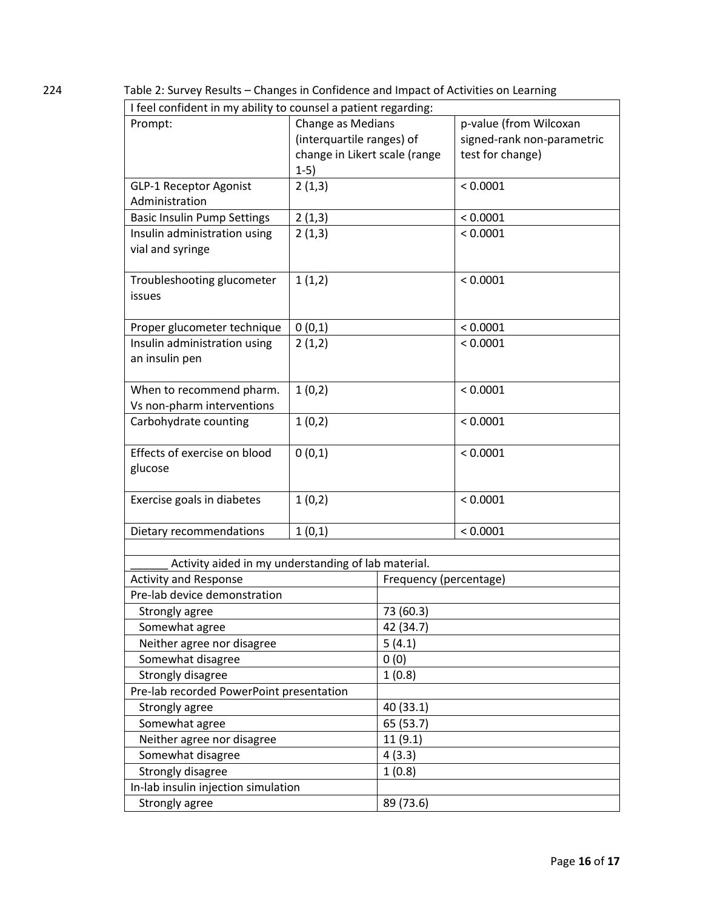Table 2: Survey Results – Changes in Confidence and Impact of Activities on Learning

| I feel confident in my ability to counsel a patient regarding: | | |
|---|---|---|
| Prompt: | Change as Medians (interquartile ranges) of change in Likert scale (range 1-5) | p-value (from Wilcoxan signed-rank non-parametric test for change) |
| GLP-1 Receptor Agonist Administration | 2 (1,3) | < 0.0001 |
| Basic Insulin Pump Settings | 2 (1,3) | < 0.0001 |
| Insulin administration using vial and syringe | 2 (1,3) | < 0.0001 |
| Troubleshooting glucometer issues | 1 (1,2) | < 0.0001 |
| Proper glucometer technique | 0 (0,1) | < 0.0001 |
| Insulin administration using an insulin pen | 2 (1,2) | < 0.0001 |
| When to recommend pharm. Vs non-pharm interventions | 1 (0,2) | < 0.0001 |
| Carbohydrate counting | 1 (0,2) | < 0.0001 |
| Effects of exercise on blood glucose | 0 (0,1) | < 0.0001 |
| Exercise goals in diabetes | 1 (0,2) | < 0.0001 |
| Dietary recommendations | 1 (0,1) | < 0.0001 |

| ______ Activity aided in my understanding of lab material. | |
|---|---|
| Activity and Response | Frequency (percentage) |
| Pre-lab device demonstration | |
| Strongly agree | 73 (60.3) |
| Somewhat agree | 42 (34.7) |
| Neither agree nor disagree | 5 (4.1) |
| Somewhat disagree | 0 (0) |
| Strongly disagree | 1 (0.8) |
| Pre-lab recorded PowerPoint presentation | |
| Strongly agree | 40 (33.1) |
| Somewhat agree | 65 (53.7) |
| Neither agree nor disagree | 11 (9.1) |
| Somewhat disagree | 4 (3.3) |
| Strongly disagree | 1 (0.8) |
| In-lab insulin injection simulation | |
| Strongly agree | 89 (73.6) |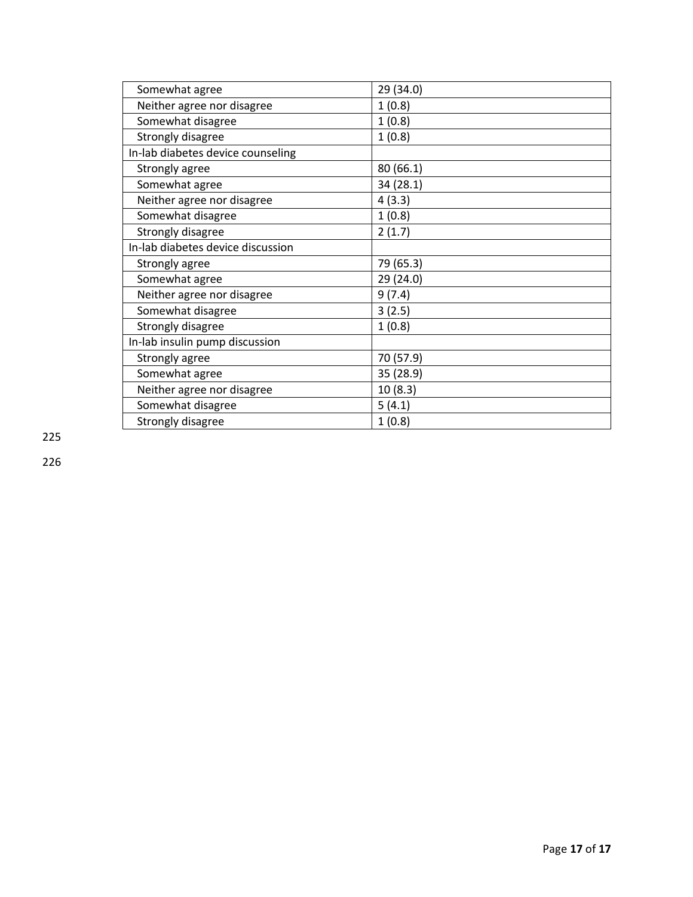| | |
|---|---|
| Somewhat agree | 29 (34.0) |
| Neither agree nor disagree | 1 (0.8) |
| Somewhat disagree | 1 (0.8) |
| Strongly disagree | 1 (0.8) |
| In-lab diabetes device counseling | |
| Strongly agree | 80 (66.1) |
| Somewhat agree | 34 (28.1) |
| Neither agree nor disagree | 4 (3.3) |
| Somewhat disagree | 1 (0.8) |
| Strongly disagree | 2 (1.7) |
| In-lab diabetes device discussion | |
| Strongly agree | 79 (65.3) |
| Somewhat agree | 29 (24.0) |
| Neither agree nor disagree | 9 (7.4) |
| Somewhat disagree | 3 (2.5) |
| Strongly disagree | 1 (0.8) |
| In-lab insulin pump discussion | |
| Strongly agree | 70 (57.9) |
| Somewhat agree | 35 (28.9) |
| Neither agree nor disagree | 10 (8.3) |
| Somewhat disagree | 5 (4.1) |
| Strongly disagree | 1 (0.8) |

225

226